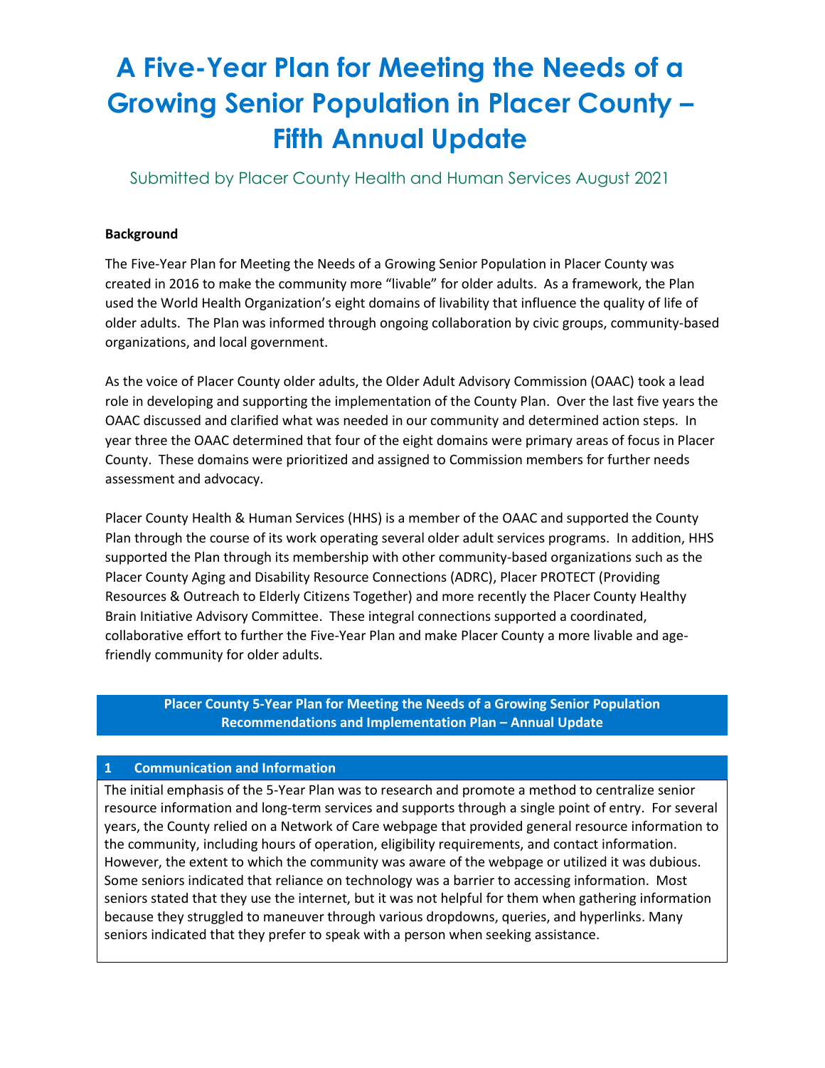# A Five-Year Plan for Meeting the Needs of a Growing Senior Population in Placer County – Fifth Annual Update

Submitted by Placer County Health and Human Services August 2021

**Background**

The Five-Year Plan for Meeting the Needs of a Growing Senior Population in Placer County was created in 2016 to make the community more "livable" for older adults. As a framework, the Plan used the World Health Organization's eight domains of livability that influence the quality of life of older adults. The Plan was informed through ongoing collaboration by civic groups, community-based organizations, and local government.

As the voice of Placer County older adults, the Older Adult Advisory Commission (OAAC) took a lead role in developing and supporting the implementation of the County Plan. Over the last five years the OAAC discussed and clarified what was needed in our community and determined action steps. In year three the OAAC determined that four of the eight domains were primary areas of focus in Placer County. These domains were prioritized and assigned to Commission members for further needs assessment and advocacy.

Placer County Health & Human Services (HHS) is a member of the OAAC and supported the County Plan through the course of its work operating several older adult services programs. In addition, HHS supported the Plan through its membership with other community-based organizations such as the Placer County Aging and Disability Resource Connections (ADRC), Placer PROTECT (Providing Resources & Outreach to Elderly Citizens Together) and more recently the Placer County Healthy Brain Initiative Advisory Committee. These integral connections supported a coordinated, collaborative effort to further the Five-Year Plan and make Placer County a more livable and age-friendly community for older adults.

**Placer County 5-Year Plan for Meeting the Needs of a Growing Senior Population Recommendations and Implementation Plan – Annual Update**

## 1 Communication and Information

The initial emphasis of the 5-Year Plan was to research and promote a method to centralize senior resource information and long-term services and supports through a single point of entry. For several years, the County relied on a Network of Care webpage that provided general resource information to the community, including hours of operation, eligibility requirements, and contact information. However, the extent to which the community was aware of the webpage or utilized it was dubious. Some seniors indicated that reliance on technology was a barrier to accessing information. Most seniors stated that they use the internet, but it was not helpful for them when gathering information because they struggled to maneuver through various dropdowns, queries, and hyperlinks. Many seniors indicated that they prefer to speak with a person when seeking assistance.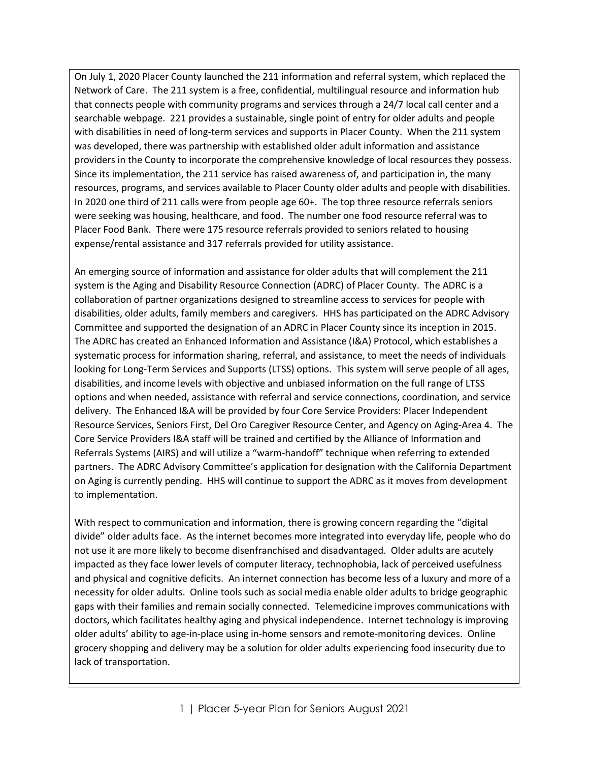On July 1, 2020 Placer County launched the 211 information and referral system, which replaced the Network of Care. The 211 system is a free, confidential, multilingual resource and information hub that connects people with community programs and services through a 24/7 local call center and a searchable webpage. 221 provides a sustainable, single point of entry for older adults and people with disabilities in need of long-term services and supports in Placer County. When the 211 system was developed, there was partnership with established older adult information and assistance providers in the County to incorporate the comprehensive knowledge of local resources they possess. Since its implementation, the 211 service has raised awareness of, and participation in, the many resources, programs, and services available to Placer County older adults and people with disabilities. In 2020 one third of 211 calls were from people age 60+. The top three resource referrals seniors were seeking was housing, healthcare, and food. The number one food resource referral was to Placer Food Bank. There were 175 resource referrals provided to seniors related to housing expense/rental assistance and 317 referrals provided for utility assistance.

An emerging source of information and assistance for older adults that will complement the 211 system is the Aging and Disability Resource Connection (ADRC) of Placer County. The ADRC is a collaboration of partner organizations designed to streamline access to services for people with disabilities, older adults, family members and caregivers. HHS has participated on the ADRC Advisory Committee and supported the designation of an ADRC in Placer County since its inception in 2015. The ADRC has created an Enhanced Information and Assistance (I&A) Protocol, which establishes a systematic process for information sharing, referral, and assistance, to meet the needs of individuals looking for Long-Term Services and Supports (LTSS) options. This system will serve people of all ages, disabilities, and income levels with objective and unbiased information on the full range of LTSS options and when needed, assistance with referral and service connections, coordination, and service delivery. The Enhanced I&A will be provided by four Core Service Providers: Placer Independent Resource Services, Seniors First, Del Oro Caregiver Resource Center, and Agency on Aging-Area 4. The Core Service Providers I&A staff will be trained and certified by the Alliance of Information and Referrals Systems (AIRS) and will utilize a "warm-handoff" technique when referring to extended partners. The ADRC Advisory Committee's application for designation with the California Department on Aging is currently pending. HHS will continue to support the ADRC as it moves from development to implementation.

With respect to communication and information, there is growing concern regarding the "digital divide" older adults face. As the internet becomes more integrated into everyday life, people who do not use it are more likely to become disenfranchised and disadvantaged. Older adults are acutely impacted as they face lower levels of computer literacy, technophobia, lack of perceived usefulness and physical and cognitive deficits. An internet connection has become less of a luxury and more of a necessity for older adults. Online tools such as social media enable older adults to bridge geographic gaps with their families and remain socially connected. Telemedicine improves communications with doctors, which facilitates healthy aging and physical independence. Internet technology is improving older adults' ability to age-in-place using in-home sensors and remote-monitoring devices. Online grocery shopping and delivery may be a solution for older adults experiencing food insecurity due to lack of transportation.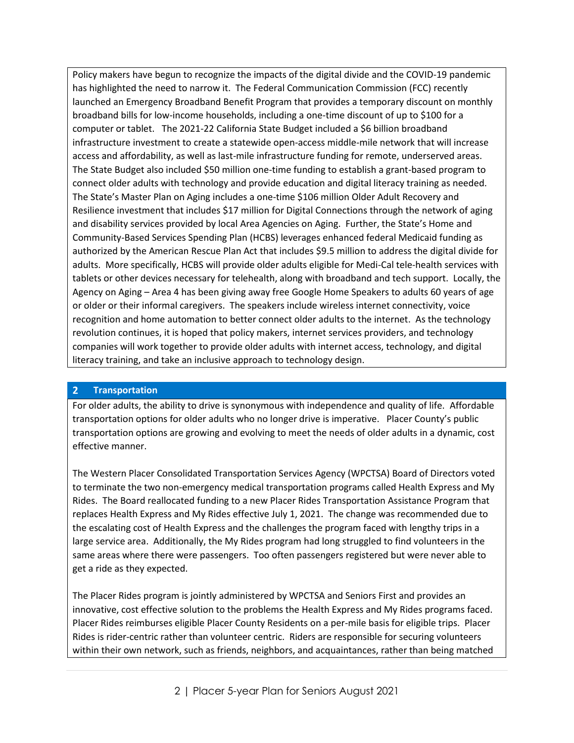Policy makers have begun to recognize the impacts of the digital divide and the COVID-19 pandemic has highlighted the need to narrow it. The Federal Communication Commission (FCC) recently launched an Emergency Broadband Benefit Program that provides a temporary discount on monthly broadband bills for low-income households, including a one-time discount of up to $100 for a computer or tablet. The 2021-22 California State Budget included a $6 billion broadband infrastructure investment to create a statewide open-access middle-mile network that will increase access and affordability, as well as last-mile infrastructure funding for remote, underserved areas. The State Budget also included $50 million one-time funding to establish a grant-based program to connect older adults with technology and provide education and digital literacy training as needed. The State's Master Plan on Aging includes a one-time $106 million Older Adult Recovery and Resilience investment that includes $17 million for Digital Connections through the network of aging and disability services provided by local Area Agencies on Aging. Further, the State's Home and Community-Based Services Spending Plan (HCBS) leverages enhanced federal Medicaid funding as authorized by the American Rescue Plan Act that includes $9.5 million to address the digital divide for adults. More specifically, HCBS will provide older adults eligible for Medi-Cal tele-health services with tablets or other devices necessary for telehealth, along with broadband and tech support. Locally, the Agency on Aging – Area 4 has been giving away free Google Home Speakers to adults 60 years of age or older or their informal caregivers. The speakers include wireless internet connectivity, voice recognition and home automation to better connect older adults to the internet. As the technology revolution continues, it is hoped that policy makers, internet services providers, and technology companies will work together to provide older adults with internet access, technology, and digital literacy training, and take an inclusive approach to technology design.

## 2 Transportation

For older adults, the ability to drive is synonymous with independence and quality of life. Affordable transportation options for older adults who no longer drive is imperative. Placer County's public transportation options are growing and evolving to meet the needs of older adults in a dynamic, cost effective manner.

The Western Placer Consolidated Transportation Services Agency (WPCTSA) Board of Directors voted to terminate the two non-emergency medical transportation programs called Health Express and My Rides. The Board reallocated funding to a new Placer Rides Transportation Assistance Program that replaces Health Express and My Rides effective July 1, 2021. The change was recommended due to the escalating cost of Health Express and the challenges the program faced with lengthy trips in a large service area. Additionally, the My Rides program had long struggled to find volunteers in the same areas where there were passengers. Too often passengers registered but were never able to get a ride as they expected.

The Placer Rides program is jointly administered by WPCTSA and Seniors First and provides an innovative, cost effective solution to the problems the Health Express and My Rides programs faced. Placer Rides reimburses eligible Placer County Residents on a per-mile basis for eligible trips. Placer Rides is rider-centric rather than volunteer centric. Riders are responsible for securing volunteers within their own network, such as friends, neighbors, and acquaintances, rather than being matched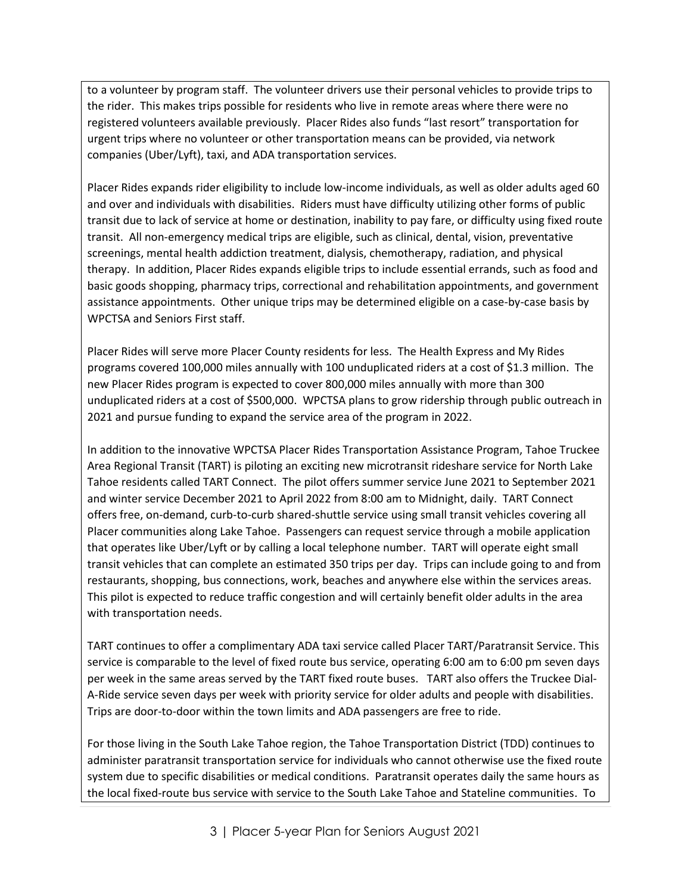to a volunteer by program staff. The volunteer drivers use their personal vehicles to provide trips to the rider. This makes trips possible for residents who live in remote areas where there were no registered volunteers available previously. Placer Rides also funds "last resort" transportation for urgent trips where no volunteer or other transportation means can be provided, via network companies (Uber/Lyft), taxi, and ADA transportation services.

Placer Rides expands rider eligibility to include low-income individuals, as well as older adults aged 60 and over and individuals with disabilities. Riders must have difficulty utilizing other forms of public transit due to lack of service at home or destination, inability to pay fare, or difficulty using fixed route transit. All non-emergency medical trips are eligible, such as clinical, dental, vision, preventative screenings, mental health addiction treatment, dialysis, chemotherapy, radiation, and physical therapy. In addition, Placer Rides expands eligible trips to include essential errands, such as food and basic goods shopping, pharmacy trips, correctional and rehabilitation appointments, and government assistance appointments. Other unique trips may be determined eligible on a case-by-case basis by WPCTSA and Seniors First staff.

Placer Rides will serve more Placer County residents for less. The Health Express and My Rides programs covered 100,000 miles annually with 100 unduplicated riders at a cost of $1.3 million. The new Placer Rides program is expected to cover 800,000 miles annually with more than 300 unduplicated riders at a cost of $500,000. WPCTSA plans to grow ridership through public outreach in 2021 and pursue funding to expand the service area of the program in 2022.

In addition to the innovative WPCTSA Placer Rides Transportation Assistance Program, Tahoe Truckee Area Regional Transit (TART) is piloting an exciting new microtransit rideshare service for North Lake Tahoe residents called TART Connect. The pilot offers summer service June 2021 to September 2021 and winter service December 2021 to April 2022 from 8:00 am to Midnight, daily. TART Connect offers free, on-demand, curb-to-curb shared-shuttle service using small transit vehicles covering all Placer communities along Lake Tahoe. Passengers can request service through a mobile application that operates like Uber/Lyft or by calling a local telephone number. TART will operate eight small transit vehicles that can complete an estimated 350 trips per day. Trips can include going to and from restaurants, shopping, bus connections, work, beaches and anywhere else within the services areas. This pilot is expected to reduce traffic congestion and will certainly benefit older adults in the area with transportation needs.

TART continues to offer a complimentary ADA taxi service called Placer TART/Paratransit Service. This service is comparable to the level of fixed route bus service, operating 6:00 am to 6:00 pm seven days per week in the same areas served by the TART fixed route buses. TART also offers the Truckee Dial-A-Ride service seven days per week with priority service for older adults and people with disabilities. Trips are door-to-door within the town limits and ADA passengers are free to ride.

For those living in the South Lake Tahoe region, the Tahoe Transportation District (TDD) continues to administer paratransit transportation service for individuals who cannot otherwise use the fixed route system due to specific disabilities or medical conditions. Paratransit operates daily the same hours as the local fixed-route bus service with service to the South Lake Tahoe and Stateline communities. To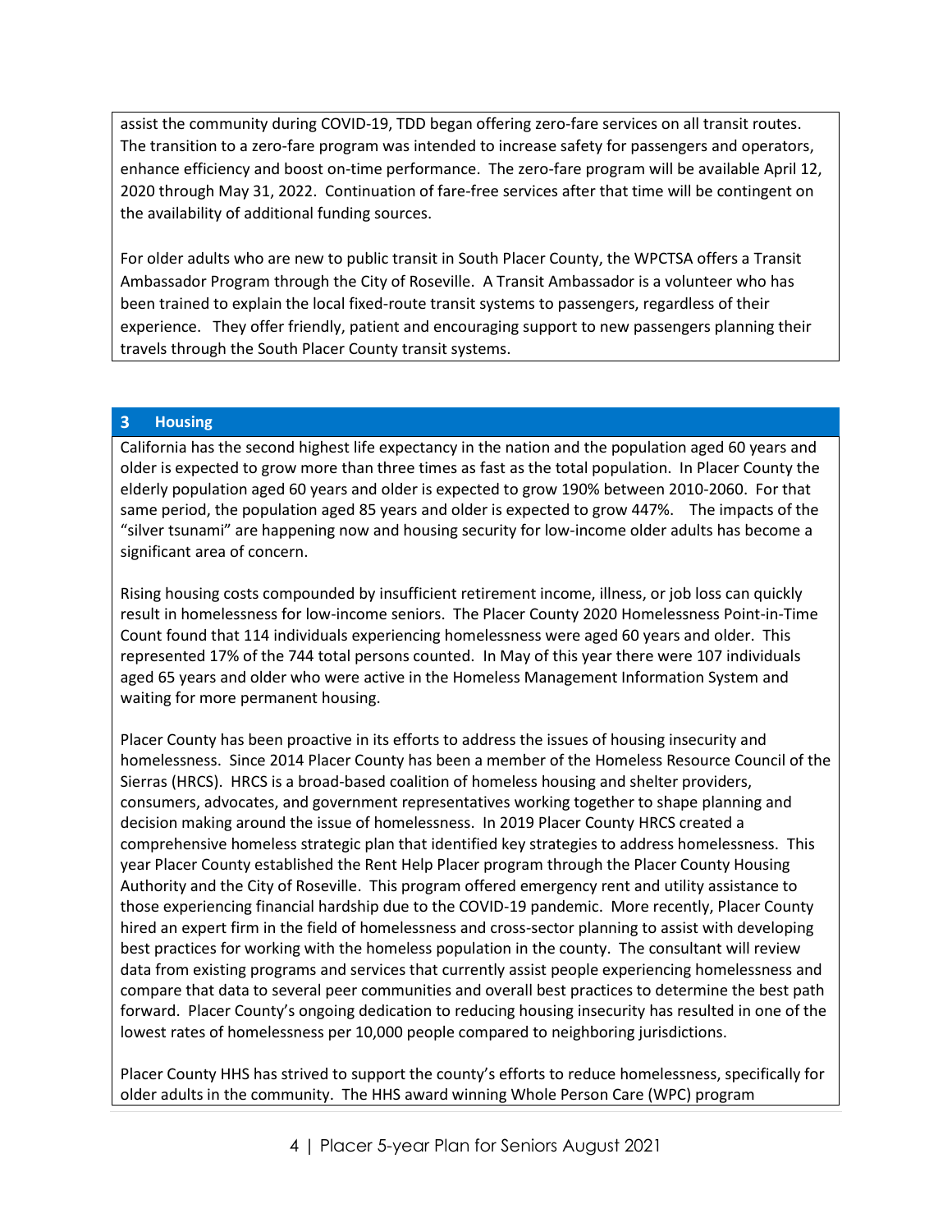assist the community during COVID-19, TDD began offering zero-fare services on all transit routes. The transition to a zero-fare program was intended to increase safety for passengers and operators, enhance efficiency and boost on-time performance. The zero-fare program will be available April 12, 2020 through May 31, 2022. Continuation of fare-free services after that time will be contingent on the availability of additional funding sources.

For older adults who are new to public transit in South Placer County, the WPCTSA offers a Transit Ambassador Program through the City of Roseville. A Transit Ambassador is a volunteer who has been trained to explain the local fixed-route transit systems to passengers, regardless of their experience. They offer friendly, patient and encouraging support to new passengers planning their travels through the South Placer County transit systems.

## 3 Housing

California has the second highest life expectancy in the nation and the population aged 60 years and older is expected to grow more than three times as fast as the total population. In Placer County the elderly population aged 60 years and older is expected to grow 190% between 2010-2060. For that same period, the population aged 85 years and older is expected to grow 447%. The impacts of the "silver tsunami" are happening now and housing security for low-income older adults has become a significant area of concern.

Rising housing costs compounded by insufficient retirement income, illness, or job loss can quickly result in homelessness for low-income seniors. The Placer County 2020 Homelessness Point-in-Time Count found that 114 individuals experiencing homelessness were aged 60 years and older. This represented 17% of the 744 total persons counted. In May of this year there were 107 individuals aged 65 years and older who were active in the Homeless Management Information System and waiting for more permanent housing.

Placer County has been proactive in its efforts to address the issues of housing insecurity and homelessness. Since 2014 Placer County has been a member of the Homeless Resource Council of the Sierras (HRCS). HRCS is a broad-based coalition of homeless housing and shelter providers, consumers, advocates, and government representatives working together to shape planning and decision making around the issue of homelessness. In 2019 Placer County HRCS created a comprehensive homeless strategic plan that identified key strategies to address homelessness. This year Placer County established the Rent Help Placer program through the Placer County Housing Authority and the City of Roseville. This program offered emergency rent and utility assistance to those experiencing financial hardship due to the COVID-19 pandemic. More recently, Placer County hired an expert firm in the field of homelessness and cross-sector planning to assist with developing best practices for working with the homeless population in the county. The consultant will review data from existing programs and services that currently assist people experiencing homelessness and compare that data to several peer communities and overall best practices to determine the best path forward. Placer County's ongoing dedication to reducing housing insecurity has resulted in one of the lowest rates of homelessness per 10,000 people compared to neighboring jurisdictions.

Placer County HHS has strived to support the county's efforts to reduce homelessness, specifically for older adults in the community. The HHS award winning Whole Person Care (WPC) program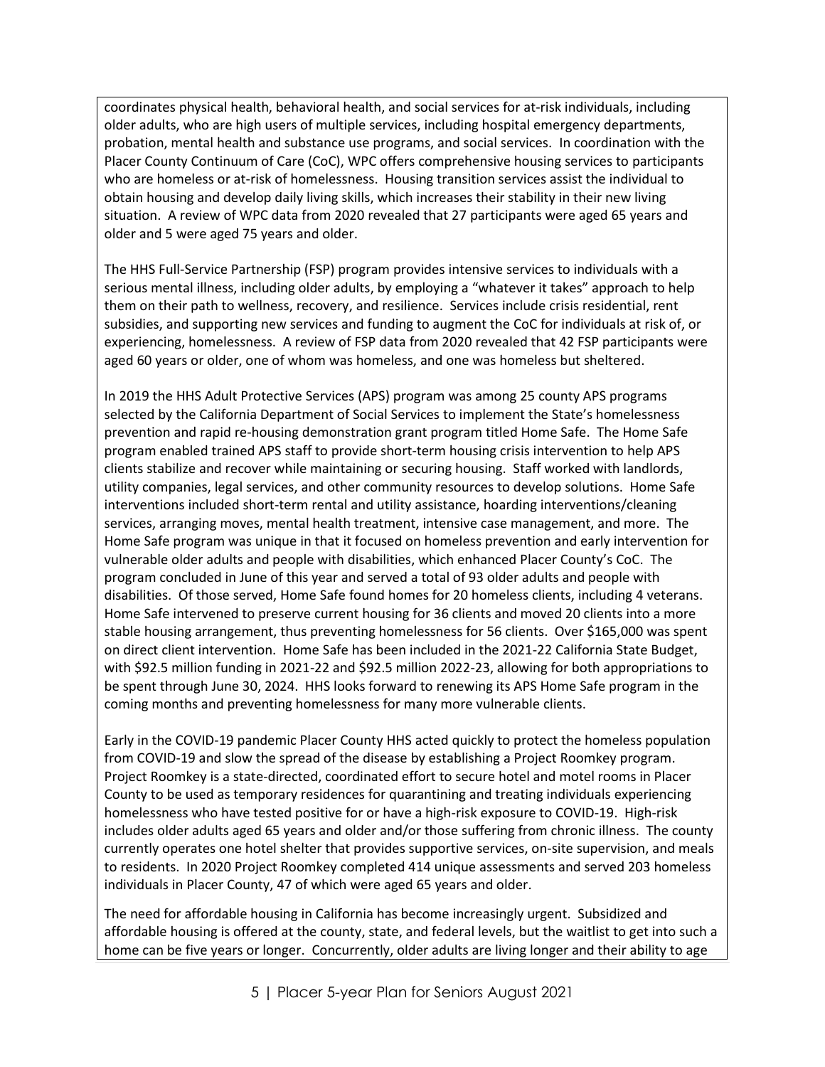coordinates physical health, behavioral health, and social services for at-risk individuals, including older adults, who are high users of multiple services, including hospital emergency departments, probation, mental health and substance use programs, and social services. In coordination with the Placer County Continuum of Care (CoC), WPC offers comprehensive housing services to participants who are homeless or at-risk of homelessness. Housing transition services assist the individual to obtain housing and develop daily living skills, which increases their stability in their new living situation. A review of WPC data from 2020 revealed that 27 participants were aged 65 years and older and 5 were aged 75 years and older.

The HHS Full-Service Partnership (FSP) program provides intensive services to individuals with a serious mental illness, including older adults, by employing a "whatever it takes" approach to help them on their path to wellness, recovery, and resilience. Services include crisis residential, rent subsidies, and supporting new services and funding to augment the CoC for individuals at risk of, or experiencing, homelessness. A review of FSP data from 2020 revealed that 42 FSP participants were aged 60 years or older, one of whom was homeless, and one was homeless but sheltered.

In 2019 the HHS Adult Protective Services (APS) program was among 25 county APS programs selected by the California Department of Social Services to implement the State's homelessness prevention and rapid re-housing demonstration grant program titled Home Safe. The Home Safe program enabled trained APS staff to provide short-term housing crisis intervention to help APS clients stabilize and recover while maintaining or securing housing. Staff worked with landlords, utility companies, legal services, and other community resources to develop solutions. Home Safe interventions included short-term rental and utility assistance, hoarding interventions/cleaning services, arranging moves, mental health treatment, intensive case management, and more. The Home Safe program was unique in that it focused on homeless prevention and early intervention for vulnerable older adults and people with disabilities, which enhanced Placer County's CoC. The program concluded in June of this year and served a total of 93 older adults and people with disabilities. Of those served, Home Safe found homes for 20 homeless clients, including 4 veterans. Home Safe intervened to preserve current housing for 36 clients and moved 20 clients into a more stable housing arrangement, thus preventing homelessness for 56 clients. Over $165,000 was spent on direct client intervention. Home Safe has been included in the 2021-22 California State Budget, with $92.5 million funding in 2021-22 and $92.5 million 2022-23, allowing for both appropriations to be spent through June 30, 2024. HHS looks forward to renewing its APS Home Safe program in the coming months and preventing homelessness for many more vulnerable clients.

Early in the COVID-19 pandemic Placer County HHS acted quickly to protect the homeless population from COVID-19 and slow the spread of the disease by establishing a Project Roomkey program. Project Roomkey is a state-directed, coordinated effort to secure hotel and motel rooms in Placer County to be used as temporary residences for quarantining and treating individuals experiencing homelessness who have tested positive for or have a high-risk exposure to COVID-19. High-risk includes older adults aged 65 years and older and/or those suffering from chronic illness. The county currently operates one hotel shelter that provides supportive services, on-site supervision, and meals to residents. In 2020 Project Roomkey completed 414 unique assessments and served 203 homeless individuals in Placer County, 47 of which were aged 65 years and older.

The need for affordable housing in California has become increasingly urgent. Subsidized and affordable housing is offered at the county, state, and federal levels, but the waitlist to get into such a home can be five years or longer. Concurrently, older adults are living longer and their ability to age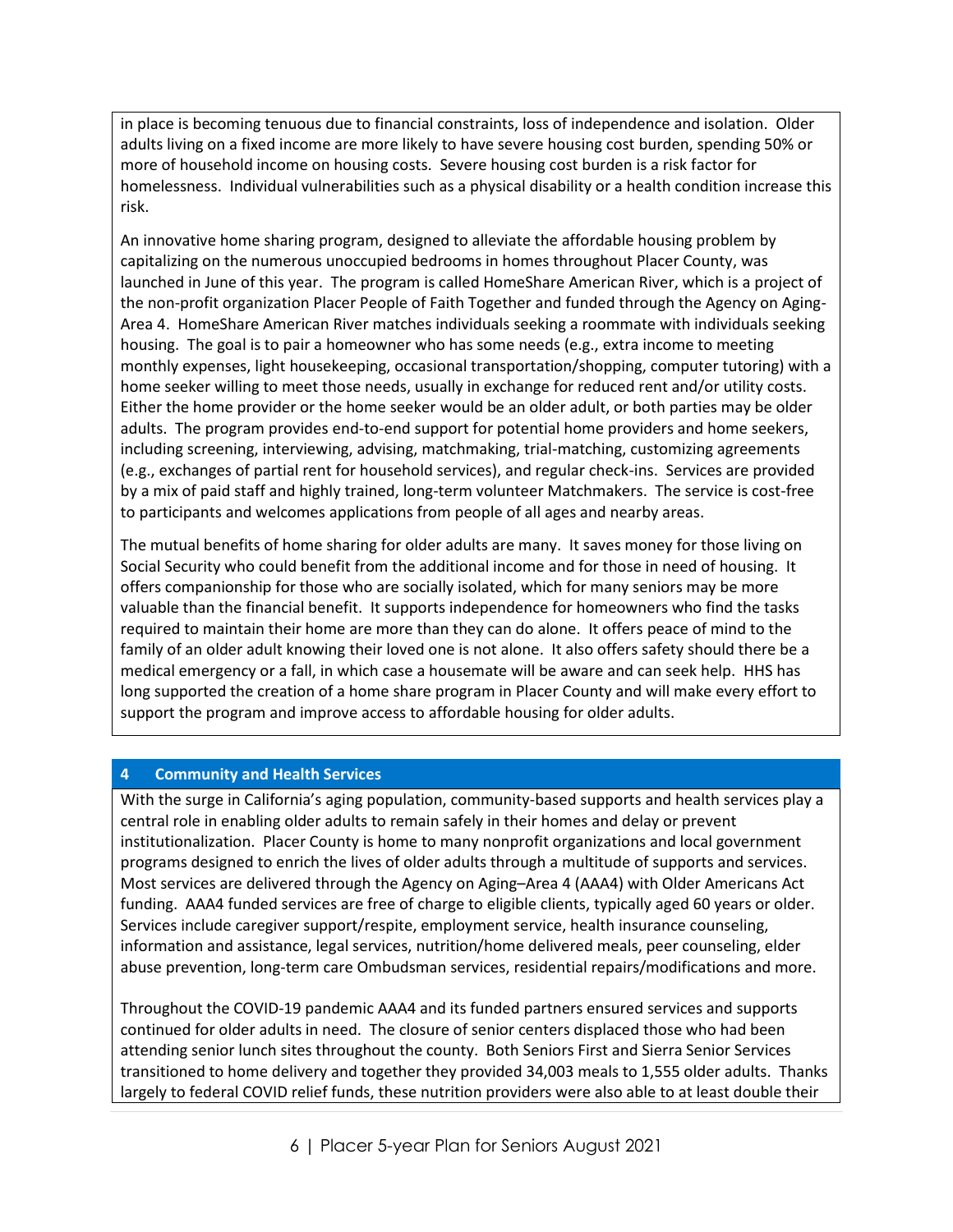in place is becoming tenuous due to financial constraints, loss of independence and isolation. Older adults living on a fixed income are more likely to have severe housing cost burden, spending 50% or more of household income on housing costs. Severe housing cost burden is a risk factor for homelessness. Individual vulnerabilities such as a physical disability or a health condition increase this risk.

An innovative home sharing program, designed to alleviate the affordable housing problem by capitalizing on the numerous unoccupied bedrooms in homes throughout Placer County, was launched in June of this year. The program is called HomeShare American River, which is a project of the non-profit organization Placer People of Faith Together and funded through the Agency on Aging-Area 4. HomeShare American River matches individuals seeking a roommate with individuals seeking housing. The goal is to pair a homeowner who has some needs (e.g., extra income to meeting monthly expenses, light housekeeping, occasional transportation/shopping, computer tutoring) with a home seeker willing to meet those needs, usually in exchange for reduced rent and/or utility costs. Either the home provider or the home seeker would be an older adult, or both parties may be older adults. The program provides end-to-end support for potential home providers and home seekers, including screening, interviewing, advising, matchmaking, trial-matching, customizing agreements (e.g., exchanges of partial rent for household services), and regular check-ins. Services are provided by a mix of paid staff and highly trained, long-term volunteer Matchmakers. The service is cost-free to participants and welcomes applications from people of all ages and nearby areas.

The mutual benefits of home sharing for older adults are many. It saves money for those living on Social Security who could benefit from the additional income and for those in need of housing. It offers companionship for those who are socially isolated, which for many seniors may be more valuable than the financial benefit. It supports independence for homeowners who find the tasks required to maintain their home are more than they can do alone. It offers peace of mind to the family of an older adult knowing their loved one is not alone. It also offers safety should there be a medical emergency or a fall, in which case a housemate will be aware and can seek help. HHS has long supported the creation of a home share program in Placer County and will make every effort to support the program and improve access to affordable housing for older adults.

## 4 Community and Health Services

With the surge in California's aging population, community-based supports and health services play a central role in enabling older adults to remain safely in their homes and delay or prevent institutionalization. Placer County is home to many nonprofit organizations and local government programs designed to enrich the lives of older adults through a multitude of supports and services. Most services are delivered through the Agency on Aging–Area 4 (AAA4) with Older Americans Act funding. AAA4 funded services are free of charge to eligible clients, typically aged 60 years or older. Services include caregiver support/respite, employment service, health insurance counseling, information and assistance, legal services, nutrition/home delivered meals, peer counseling, elder abuse prevention, long-term care Ombudsman services, residential repairs/modifications and more.

Throughout the COVID-19 pandemic AAA4 and its funded partners ensured services and supports continued for older adults in need. The closure of senior centers displaced those who had been attending senior lunch sites throughout the county. Both Seniors First and Sierra Senior Services transitioned to home delivery and together they provided 34,003 meals to 1,555 older adults. Thanks largely to federal COVID relief funds, these nutrition providers were also able to at least double their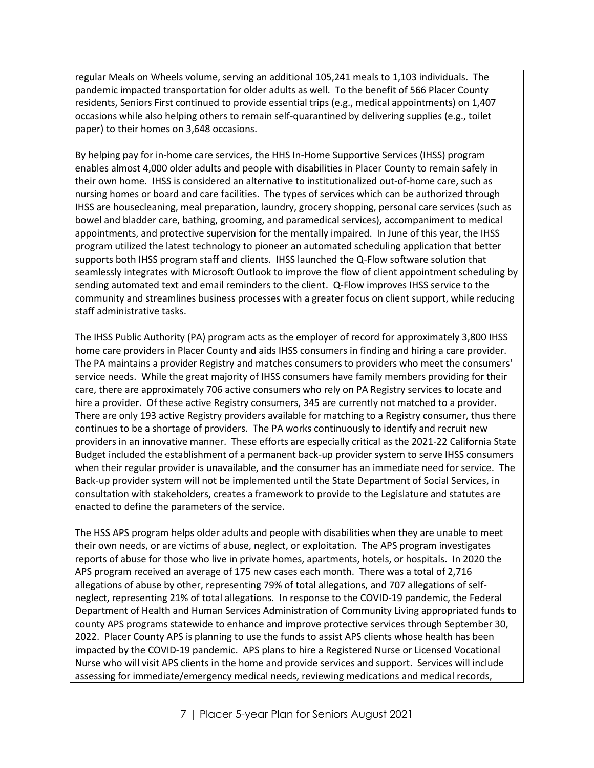regular Meals on Wheels volume, serving an additional 105,241 meals to 1,103 individuals. The pandemic impacted transportation for older adults as well. To the benefit of 566 Placer County residents, Seniors First continued to provide essential trips (e.g., medical appointments) on 1,407 occasions while also helping others to remain self-quarantined by delivering supplies (e.g., toilet paper) to their homes on 3,648 occasions.

By helping pay for in-home care services, the HHS In-Home Supportive Services (IHSS) program enables almost 4,000 older adults and people with disabilities in Placer County to remain safely in their own home. IHSS is considered an alternative to institutionalized out-of-home care, such as nursing homes or board and care facilities. The types of services which can be authorized through IHSS are housecleaning, meal preparation, laundry, grocery shopping, personal care services (such as bowel and bladder care, bathing, grooming, and paramedical services), accompaniment to medical appointments, and protective supervision for the mentally impaired. In June of this year, the IHSS program utilized the latest technology to pioneer an automated scheduling application that better supports both IHSS program staff and clients. IHSS launched the Q-Flow software solution that seamlessly integrates with Microsoft Outlook to improve the flow of client appointment scheduling by sending automated text and email reminders to the client. Q-Flow improves IHSS service to the community and streamlines business processes with a greater focus on client support, while reducing staff administrative tasks.

The IHSS Public Authority (PA) program acts as the employer of record for approximately 3,800 IHSS home care providers in Placer County and aids IHSS consumers in finding and hiring a care provider. The PA maintains a provider Registry and matches consumers to providers who meet the consumers' service needs. While the great majority of IHSS consumers have family members providing for their care, there are approximately 706 active consumers who rely on PA Registry services to locate and hire a provider. Of these active Registry consumers, 345 are currently not matched to a provider. There are only 193 active Registry providers available for matching to a Registry consumer, thus there continues to be a shortage of providers. The PA works continuously to identify and recruit new providers in an innovative manner. These efforts are especially critical as the 2021-22 California State Budget included the establishment of a permanent back-up provider system to serve IHSS consumers when their regular provider is unavailable, and the consumer has an immediate need for service. The Back-up provider system will not be implemented until the State Department of Social Services, in consultation with stakeholders, creates a framework to provide to the Legislature and statutes are enacted to define the parameters of the service.

The HSS APS program helps older adults and people with disabilities when they are unable to meet their own needs, or are victims of abuse, neglect, or exploitation. The APS program investigates reports of abuse for those who live in private homes, apartments, hotels, or hospitals. In 2020 the APS program received an average of 175 new cases each month. There was a total of 2,716 allegations of abuse by other, representing 79% of total allegations, and 707 allegations of self-neglect, representing 21% of total allegations. In response to the COVID-19 pandemic, the Federal Department of Health and Human Services Administration of Community Living appropriated funds to county APS programs statewide to enhance and improve protective services through September 30, 2022. Placer County APS is planning to use the funds to assist APS clients whose health has been impacted by the COVID-19 pandemic. APS plans to hire a Registered Nurse or Licensed Vocational Nurse who will visit APS clients in the home and provide services and support. Services will include assessing for immediate/emergency medical needs, reviewing medications and medical records,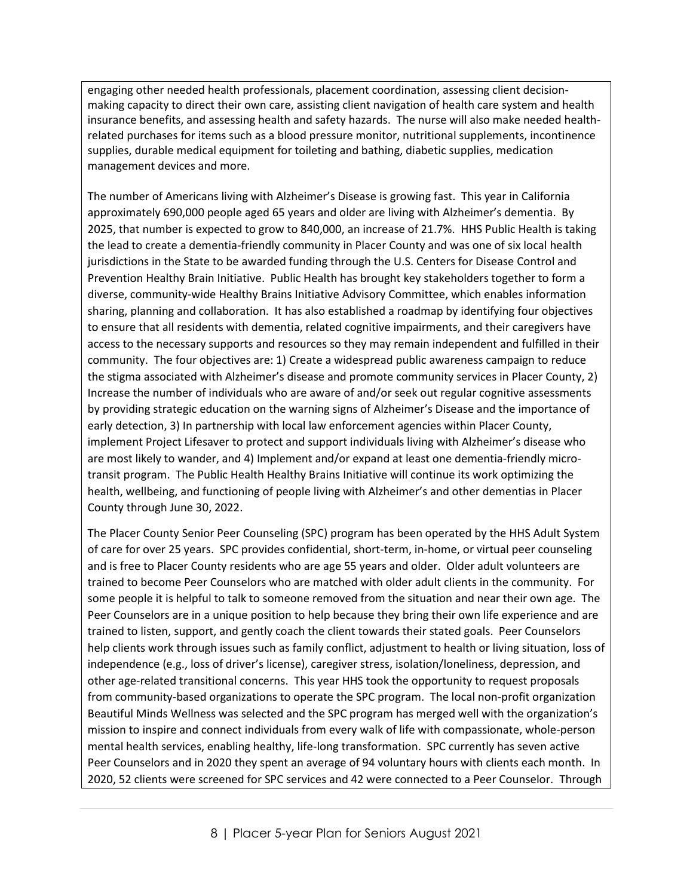engaging other needed health professionals, placement coordination, assessing client decision-making capacity to direct their own care, assisting client navigation of health care system and health insurance benefits, and assessing health and safety hazards. The nurse will also make needed health-related purchases for items such as a blood pressure monitor, nutritional supplements, incontinence supplies, durable medical equipment for toileting and bathing, diabetic supplies, medication management devices and more.

The number of Americans living with Alzheimer's Disease is growing fast. This year in California approximately 690,000 people aged 65 years and older are living with Alzheimer's dementia. By 2025, that number is expected to grow to 840,000, an increase of 21.7%. HHS Public Health is taking the lead to create a dementia-friendly community in Placer County and was one of six local health jurisdictions in the State to be awarded funding through the U.S. Centers for Disease Control and Prevention Healthy Brain Initiative. Public Health has brought key stakeholders together to form a diverse, community-wide Healthy Brains Initiative Advisory Committee, which enables information sharing, planning and collaboration. It has also established a roadmap by identifying four objectives to ensure that all residents with dementia, related cognitive impairments, and their caregivers have access to the necessary supports and resources so they may remain independent and fulfilled in their community. The four objectives are: 1) Create a widespread public awareness campaign to reduce the stigma associated with Alzheimer's disease and promote community services in Placer County, 2) Increase the number of individuals who are aware of and/or seek out regular cognitive assessments by providing strategic education on the warning signs of Alzheimer's Disease and the importance of early detection, 3) In partnership with local law enforcement agencies within Placer County, implement Project Lifesaver to protect and support individuals living with Alzheimer's disease who are most likely to wander, and 4) Implement and/or expand at least one dementia-friendly micro-transit program. The Public Health Healthy Brains Initiative will continue its work optimizing the health, wellbeing, and functioning of people living with Alzheimer's and other dementias in Placer County through June 30, 2022.

The Placer County Senior Peer Counseling (SPC) program has been operated by the HHS Adult System of care for over 25 years. SPC provides confidential, short-term, in-home, or virtual peer counseling and is free to Placer County residents who are age 55 years and older. Older adult volunteers are trained to become Peer Counselors who are matched with older adult clients in the community. For some people it is helpful to talk to someone removed from the situation and near their own age. The Peer Counselors are in a unique position to help because they bring their own life experience and are trained to listen, support, and gently coach the client towards their stated goals. Peer Counselors help clients work through issues such as family conflict, adjustment to health or living situation, loss of independence (e.g., loss of driver's license), caregiver stress, isolation/loneliness, depression, and other age-related transitional concerns. This year HHS took the opportunity to request proposals from community-based organizations to operate the SPC program. The local non-profit organization Beautiful Minds Wellness was selected and the SPC program has merged well with the organization's mission to inspire and connect individuals from every walk of life with compassionate, whole-person mental health services, enabling healthy, life-long transformation. SPC currently has seven active Peer Counselors and in 2020 they spent an average of 94 voluntary hours with clients each month. In 2020, 52 clients were screened for SPC services and 42 were connected to a Peer Counselor. Through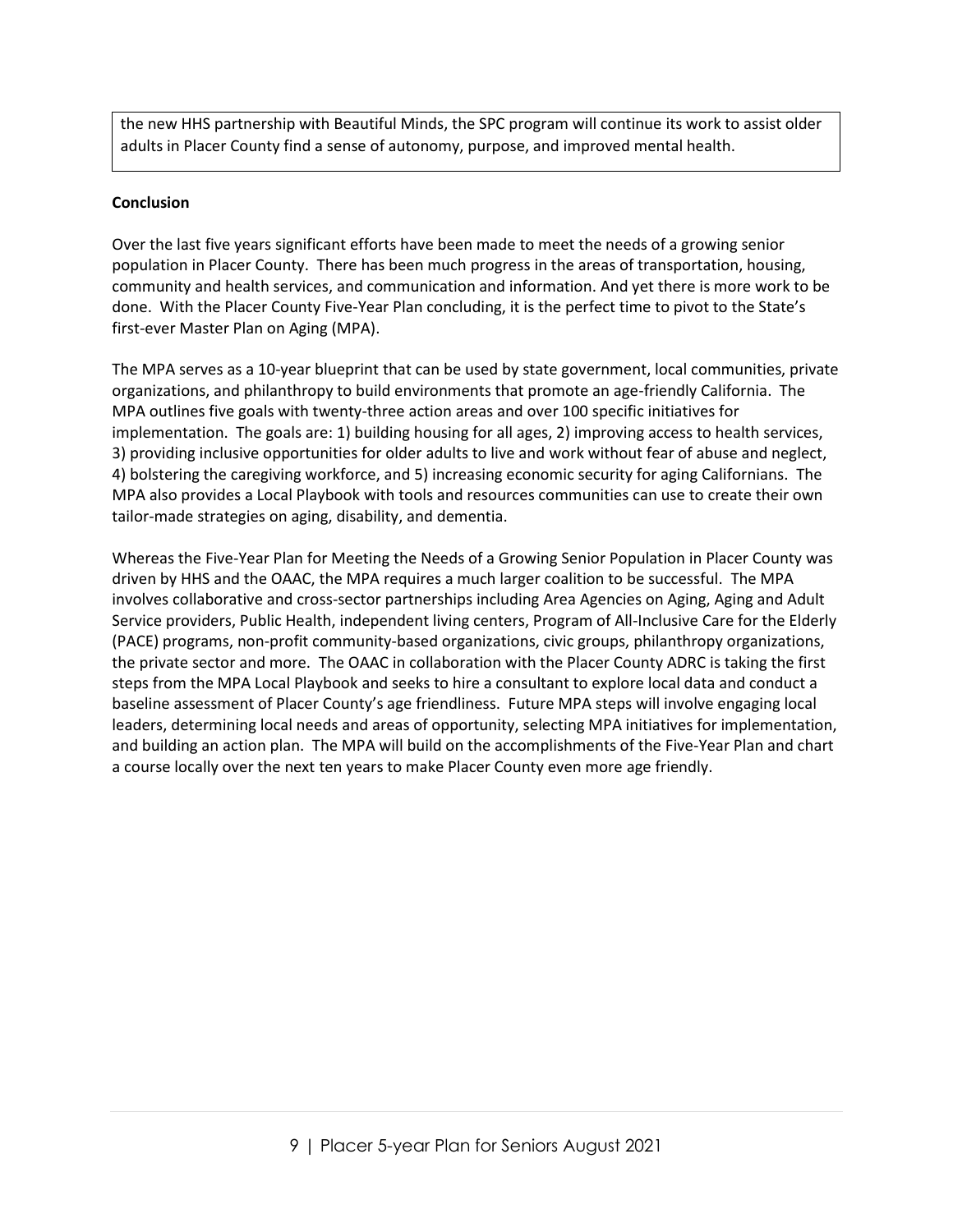the new HHS partnership with Beautiful Minds, the SPC program will continue its work to assist older adults in Placer County find a sense of autonomy, purpose, and improved mental health.

**Conclusion**

Over the last five years significant efforts have been made to meet the needs of a growing senior population in Placer County. There has been much progress in the areas of transportation, housing, community and health services, and communication and information. And yet there is more work to be done. With the Placer County Five-Year Plan concluding, it is the perfect time to pivot to the State's first-ever Master Plan on Aging (MPA).

The MPA serves as a 10-year blueprint that can be used by state government, local communities, private organizations, and philanthropy to build environments that promote an age-friendly California. The MPA outlines five goals with twenty-three action areas and over 100 specific initiatives for implementation. The goals are: 1) building housing for all ages, 2) improving access to health services, 3) providing inclusive opportunities for older adults to live and work without fear of abuse and neglect, 4) bolstering the caregiving workforce, and 5) increasing economic security for aging Californians. The MPA also provides a Local Playbook with tools and resources communities can use to create their own tailor-made strategies on aging, disability, and dementia.

Whereas the Five-Year Plan for Meeting the Needs of a Growing Senior Population in Placer County was driven by HHS and the OAAC, the MPA requires a much larger coalition to be successful. The MPA involves collaborative and cross-sector partnerships including Area Agencies on Aging, Aging and Adult Service providers, Public Health, independent living centers, Program of All-Inclusive Care for the Elderly (PACE) programs, non-profit community-based organizations, civic groups, philanthropy organizations, the private sector and more. The OAAC in collaboration with the Placer County ADRC is taking the first steps from the MPA Local Playbook and seeks to hire a consultant to explore local data and conduct a baseline assessment of Placer County's age friendliness. Future MPA steps will involve engaging local leaders, determining local needs and areas of opportunity, selecting MPA initiatives for implementation, and building an action plan. The MPA will build on the accomplishments of the Five-Year Plan and chart a course locally over the next ten years to make Placer County even more age friendly.